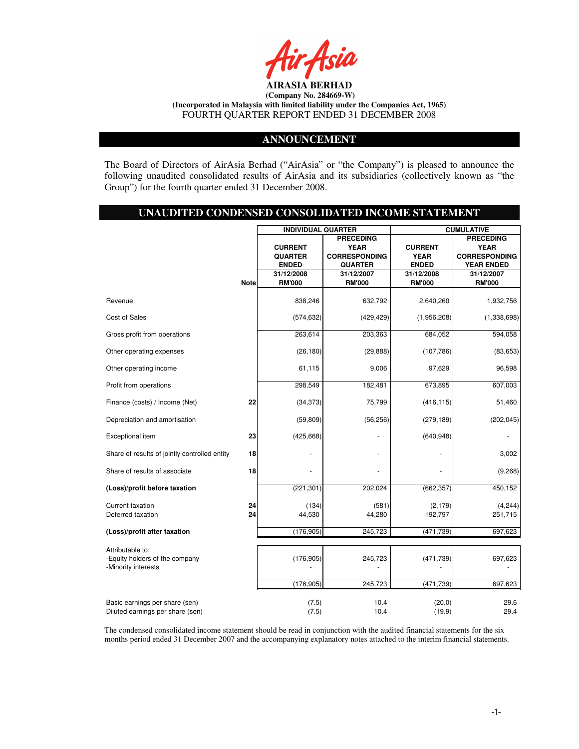**AIRASIA BERHAD**
**(Company No. 284669-W)**
**(Incorporated in Malaysia with limited liability under the Companies Act, 1965)**
FOURTH QUARTER REPORT ENDED 31 DECEMBER 2008

## ANNOUNCEMENT

The Board of Directors of AirAsia Berhad ("AirAsia" or "the Company") is pleased to announce the following unaudited consolidated results of AirAsia and its subsidiaries (collectively known as "the Group") for the fourth quarter ended 31 December 2008.

## UNAUDITED CONDENSED CONSOLIDATED INCOME STATEMENT

| | Note | INDIVIDUAL QUARTER | | CUMULATIVE | |
|---|---|---|---|---|---|
| | | CURRENT QUARTER ENDED | PRECEDING YEAR CORRESPONDING QUARTER | CURRENT YEAR ENDED | PRECEDING YEAR CORRESPONDING YEAR ENDED |
| | | 31/12/2008 | 31/12/2007 | 31/12/2008 | 31/12/2007 |
| | | RM'000 | RM'000 | RM'000 | RM'000 |
| Revenue | | 838,246 | 632,792 | 2,640,260 | 1,932,756 |
| Cost of Sales | | (574,632) | (429,429) | (1,956,208) | (1,338,698) |
| Gross profit from operations | | 263,614 | 203,363 | 684,052 | 594,058 |
| Other operating expenses | | (26,180) | (29,888) | (107,786) | (83,653) |
| Other operating income | | 61,115 | 9,006 | 97,629 | 96,598 |
| Profit from operations | | 298,549 | 182,481 | 673,895 | 607,003 |
| Finance (costs) / Income (Net) | 22 | (34,373) | 75,799 | (416,115) | 51,460 |
| Depreciation and amortisation | | (59,809) | (56,256) | (279,189) | (202,045) |
| Exceptional item | 23 | (425,668) | - | (640,948) | - |
| Share of results of jointly controlled entity | 18 | - | - | - | 3,002 |
| Share of results of associate | 18 | - | - | - | (9,268) |
| **(Loss)/profit before taxation** | | (221,301) | 202,024 | (662,357) | 450,152 |
| Current taxation | 24 | (134) | (581) | (2,179) | (4,244) |
| Deferred taxation | 24 | 44,530 | 44,280 | 192,797 | 251,715 |
| **(Loss)/profit after taxation** | | (176,905) | 245,723 | (471,739) | 697,623 |
| Attributable to: | | | | | |
| -Equity holders of the company | | (176,905) | 245,723 | (471,739) | 697,623 |
| -Minority interests | | - | - | - | - |
| | | (176,905) | 245,723 | (471,739) | 697,623 |
| Basic earnings per share (sen) | | (7.5) | 10.4 | (20.0) | 29.6 |
| Diluted earnings per share (sen) | | (7.5) | 10.4 | (19.9) | 29.4 |

The condensed consolidated income statement should be read in conjunction with the audited financial statements for the six months period ended 31 December 2007 and the accompanying explanatory notes attached to the interim financial statements.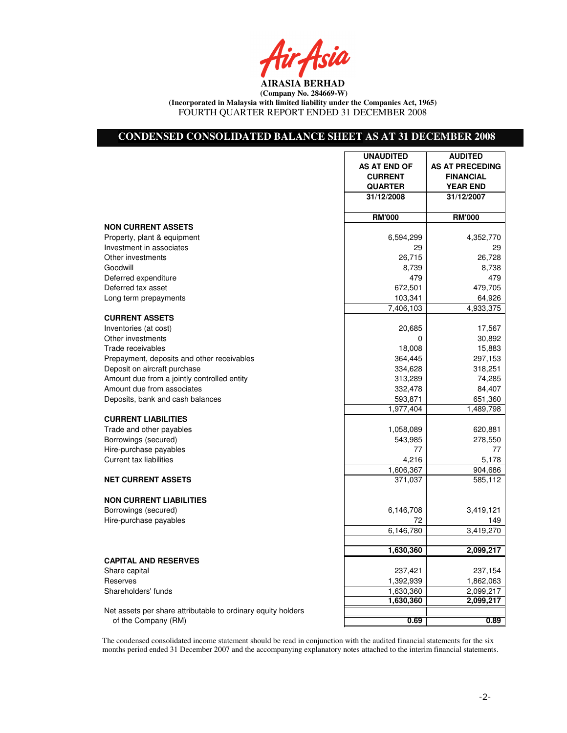AirAsia

**AIRASIA BERHAD**
**(Company No. 284669-W)**
**(Incorporated in Malaysia with limited liability under the Companies Act, 1965)**
FOURTH QUARTER REPORT ENDED 31 DECEMBER 2008

## CONDENSED CONSOLIDATED BALANCE SHEET AS AT 31 DECEMBER 2008

| | UNAUDITED AS AT END OF CURRENT QUARTER 31/12/2008 | AUDITED AS AT PRECEDING FINANCIAL YEAR END 31/12/2007 |
|---|---|---|
| | RM'000 | RM'000 |
| **NON CURRENT ASSETS** | | |
| Property, plant & equipment | 6,594,299 | 4,352,770 |
| Investment in associates | 29 | 29 |
| Other investments | 26,715 | 26,728 |
| Goodwill | 8,739 | 8,738 |
| Deferred expenditure | 479 | 479 |
| Deferred tax asset | 672,501 | 479,705 |
| Long term prepayments | 103,341 | 64,926 |
| | 7,406,103 | 4,933,375 |
| **CURRENT ASSETS** | | |
| Inventories (at cost) | 20,685 | 17,567 |
| Other investments | 0 | 30,892 |
| Trade receivables | 18,008 | 15,883 |
| Prepayment, deposits and other receivables | 364,445 | 297,153 |
| Deposit on aircraft purchase | 334,628 | 318,251 |
| Amount due from a jointly controlled entity | 313,289 | 74,285 |
| Amount due from associates | 332,478 | 84,407 |
| Deposits, bank and cash balances | 593,871 | 651,360 |
| | 1,977,404 | 1,489,798 |
| **CURRENT LIABILITIES** | | |
| Trade and other payables | 1,058,089 | 620,881 |
| Borrowings (secured) | 543,985 | 278,550 |
| Hire-purchase payables | 77 | 77 |
| Current tax liabilities | 4,216 | 5,178 |
| | 1,606,367 | 904,686 |
| **NET CURRENT ASSETS** | 371,037 | 585,112 |
| **NON CURRENT LIABILITIES** | | |
| Borrowings (secured) | 6,146,708 | 3,419,121 |
| Hire-purchase payables | 72 | 149 |
| | 6,146,780 | 3,419,270 |
| | **1,630,360** | **2,099,217** |
| **CAPITAL AND RESERVES** | | |
| Share capital | 237,421 | 237,154 |
| Reserves | 1,392,939 | 1,862,063 |
| Shareholders' funds | 1,630,360 | 2,099,217 |
| | **1,630,360** | **2,099,217** |
| Net assets per share attributable to ordinary equity holders of the Company (RM) | **0.69** | **0.89** |

The condensed consolidated income statement should be read in conjunction with the audited financial statements for the six months period ended 31 December 2007 and the accompanying explanatory notes attached to the interim financial statements.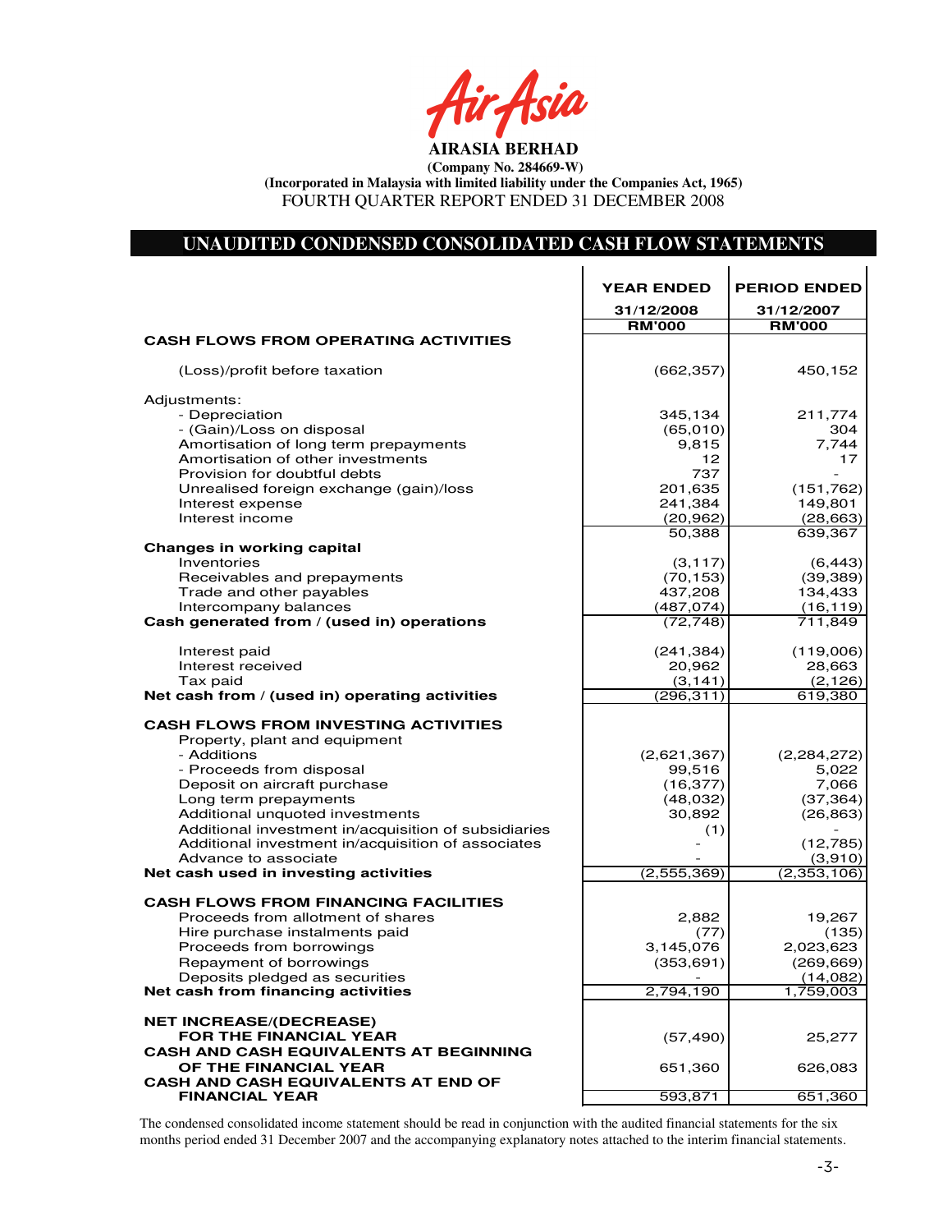**AIRASIA BERHAD**

**(Company No. 284669-W)**

**(Incorporated in Malaysia with limited liability under the Companies Act, 1965)**

FOURTH QUARTER REPORT ENDED 31 DECEMBER 2008

## UNAUDITED CONDENSED CONSOLIDATED CASH FLOW STATEMENTS

| | YEAR ENDED 31/12/2008 RM'000 | PERIOD ENDED 31/12/2007 RM'000 |
|---|---|---|
| **CASH FLOWS FROM OPERATING ACTIVITIES** | | |
| (Loss)/profit before taxation | (662,357) | 450,152 |
| Adjustments: | | |
| - Depreciation | 345,134 | 211,774 |
| - (Gain)/Loss on disposal | (65,010) | 304 |
| Amortisation of long term prepayments | 9,815 | 7,744 |
| Amortisation of other investments | 12 | 17 |
| Provision for doubtful debts | 737 | - |
| Unrealised foreign exchange (gain)/loss | 201,635 | (151,762) |
| Interest expense | 241,384 | 149,801 |
| Interest income | (20,962) | (28,663) |
| | 50,388 | 639,367 |
| **Changes in working capital** | | |
| Inventories | (3,117) | (6,443) |
| Receivables and prepayments | (70,153) | (39,389) |
| Trade and other payables | 437,208 | 134,433 |
| Intercompany balances | (487,074) | (16,119) |
| **Cash generated from / (used in) operations** | (72,748) | 711,849 |
| Interest paid | (241,384) | (119,006) |
| Interest received | 20,962 | 28,663 |
| Tax paid | (3,141) | (2,126) |
| **Net cash from / (used in) operating activities** | (296,311) | 619,380 |
| **CASH FLOWS FROM INVESTING ACTIVITIES** | | |
| Property, plant and equipment | | |
| - Additions | (2,621,367) | (2,284,272) |
| - Proceeds from disposal | 99,516 | 5,022 |
| Deposit on aircraft purchase | (16,377) | 7,066 |
| Long term prepayments | (48,032) | (37,364) |
| Additional unquoted investments | 30,892 | (26,863) |
| Additional investment in/acquisition of subsidiaries | (1) | - |
| Additional investment in/acquisition of associates | - | (12,785) |
| Advance to associate | - | (3,910) |
| **Net cash used in investing activities** | (2,555,369) | (2,353,106) |
| **CASH FLOWS FROM FINANCING FACILITIES** | | |
| Proceeds from allotment of shares | 2,882 | 19,267 |
| Hire purchase instalments paid | (77) | (135) |
| Proceeds from borrowings | 3,145,076 | 2,023,623 |
| Repayment of borrowings | (353,691) | (269,669) |
| Deposits pledged as securities | - | (14,082) |
| **Net cash from financing activities** | 2,794,190 | 1,759,003 |
| **NET INCREASE/(DECREASE) FOR THE FINANCIAL YEAR** | (57,490) | 25,277 |
| **CASH AND CASH EQUIVALENTS AT BEGINNING OF THE FINANCIAL YEAR** | 651,360 | 626,083 |
| **CASH AND CASH EQUIVALENTS AT END OF FINANCIAL YEAR** | 593,871 | 651,360 |

The condensed consolidated income statement should be read in conjunction with the audited financial statements for the six months period ended 31 December 2007 and the accompanying explanatory notes attached to the interim financial statements.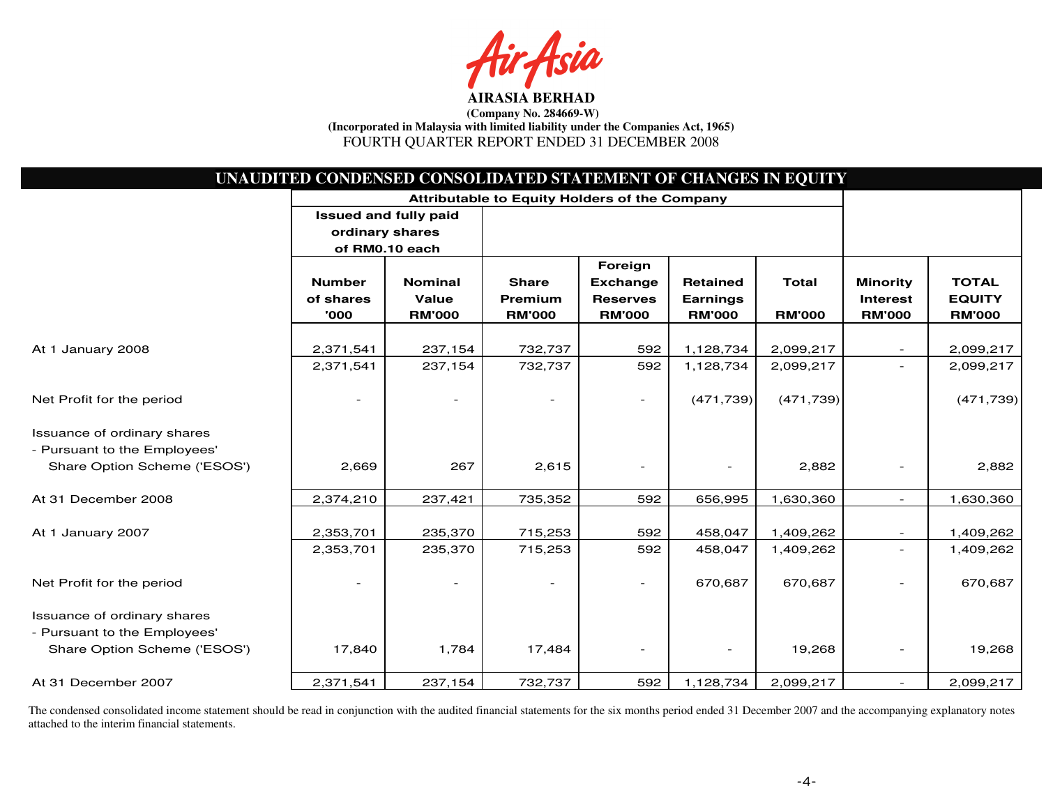**AIRASIA BERHAD**

**(Company No. 284669-W)**

**(Incorporated in Malaysia with limited liability under the Companies Act, 1965)**

FOURTH QUARTER REPORT ENDED 31 DECEMBER 2008

## UNAUDITED CONDENSED CONSOLIDATED STATEMENT OF CHANGES IN EQUITY

| | Attributable to Equity Holders of the Company | | | | | | | |
|---|---|---|---|---|---|---|---|---|
| | Issued and fully paid ordinary shares of RM0.10 each | | | | | | | |
| | Number of shares '000 | Nominal Value RM'000 | Share Premium RM'000 | Foreign Exchange Reserves RM'000 | Retained Earnings RM'000 | Total RM'000 | Minority Interest RM'000 | TOTAL EQUITY RM'000 |
| At 1 January 2008 | 2,371,541 | 237,154 | 732,737 | 592 | 1,128,734 | 2,099,217 | - | 2,099,217 |
| | 2,371,541 | 237,154 | 732,737 | 592 | 1,128,734 | 2,099,217 | - | 2,099,217 |
| Net Profit for the period | - | - | - | - | (471,739) | (471,739) | | (471,739) |
| Issuance of ordinary shares - Pursuant to the Employees' Share Option Scheme ('ESOS') | 2,669 | 267 | 2,615 | - | - | 2,882 | - | 2,882 |
| At 31 December 2008 | 2,374,210 | 237,421 | 735,352 | 592 | 656,995 | 1,630,360 | - | 1,630,360 |
| At 1 January 2007 | 2,353,701 | 235,370 | 715,253 | 592 | 458,047 | 1,409,262 | - | 1,409,262 |
| | 2,353,701 | 235,370 | 715,253 | 592 | 458,047 | 1,409,262 | - | 1,409,262 |
| Net Profit for the period | - | - | - | - | 670,687 | 670,687 | - | 670,687 |
| Issuance of ordinary shares - Pursuant to the Employees' Share Option Scheme ('ESOS') | 17,840 | 1,784 | 17,484 | - | - | 19,268 | - | 19,268 |
| At 31 December 2007 | 2,371,541 | 237,154 | 732,737 | 592 | 1,128,734 | 2,099,217 | - | 2,099,217 |

The condensed consolidated income statement should be read in conjunction with the audited financial statements for the six months period ended 31 December 2007 and the accompanying explanatory notes attached to the interim financial statements.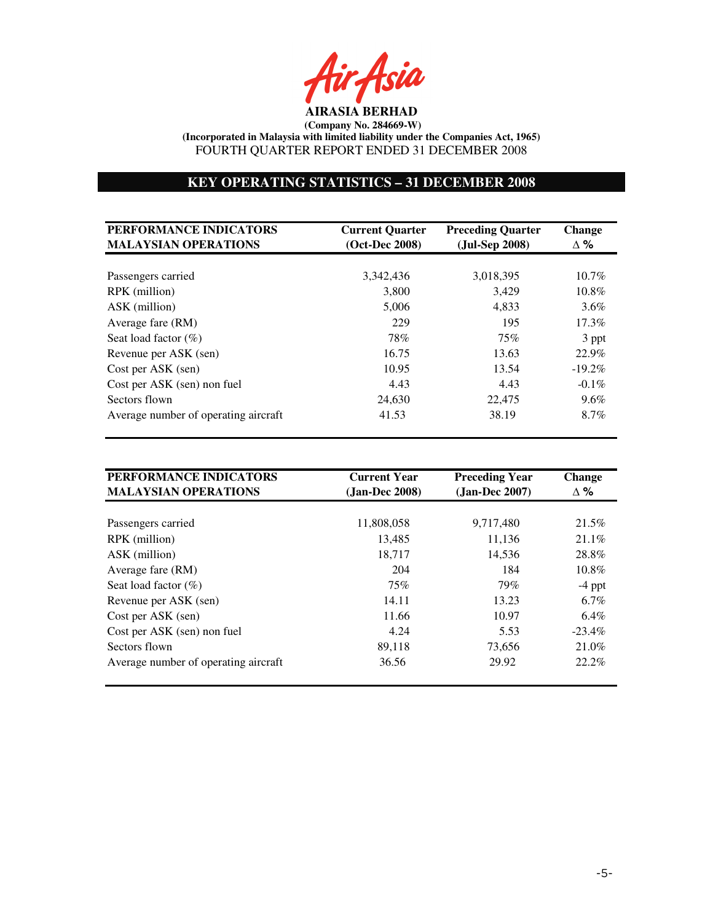**AIRASIA BERHAD**
**(Company No. 284669-W)**
**(Incorporated in Malaysia with limited liability under the Companies Act, 1965)**
FOURTH QUARTER REPORT ENDED 31 DECEMBER 2008

## KEY OPERATING STATISTICS – 31 DECEMBER 2008

| PERFORMANCE INDICATORS MALAYSIAN OPERATIONS | Current Quarter (Oct-Dec 2008) | Preceding Quarter (Jul-Sep 2008) | Change ∆ % |
|---|---|---|---|
| Passengers carried | 3,342,436 | 3,018,395 | 10.7% |
| RPK (million) | 3,800 | 3,429 | 10.8% |
| ASK (million) | 5,006 | 4,833 | 3.6% |
| Average fare (RM) | 229 | 195 | 17.3% |
| Seat load factor (%) | 78% | 75% | 3 ppt |
| Revenue per ASK (sen) | 16.75 | 13.63 | 22.9% |
| Cost per ASK (sen) | 10.95 | 13.54 | -19.2% |
| Cost per ASK (sen) non fuel | 4.43 | 4.43 | -0.1% |
| Sectors flown | 24,630 | 22,475 | 9.6% |
| Average number of operating aircraft | 41.53 | 38.19 | 8.7% |

| PERFORMANCE INDICATORS MALAYSIAN OPERATIONS | Current Year (Jan-Dec 2008) | Preceding Year (Jan-Dec 2007) | Change ∆ % |
|---|---|---|---|
| Passengers carried | 11,808,058 | 9,717,480 | 21.5% |
| RPK (million) | 13,485 | 11,136 | 21.1% |
| ASK (million) | 18,717 | 14,536 | 28.8% |
| Average fare (RM) | 204 | 184 | 10.8% |
| Seat load factor (%) | 75% | 79% | -4 ppt |
| Revenue per ASK (sen) | 14.11 | 13.23 | 6.7% |
| Cost per ASK (sen) | 11.66 | 10.97 | 6.4% |
| Cost per ASK (sen) non fuel | 4.24 | 5.53 | -23.4% |
| Sectors flown | 89,118 | 73,656 | 21.0% |
| Average number of operating aircraft | 36.56 | 29.92 | 22.2% |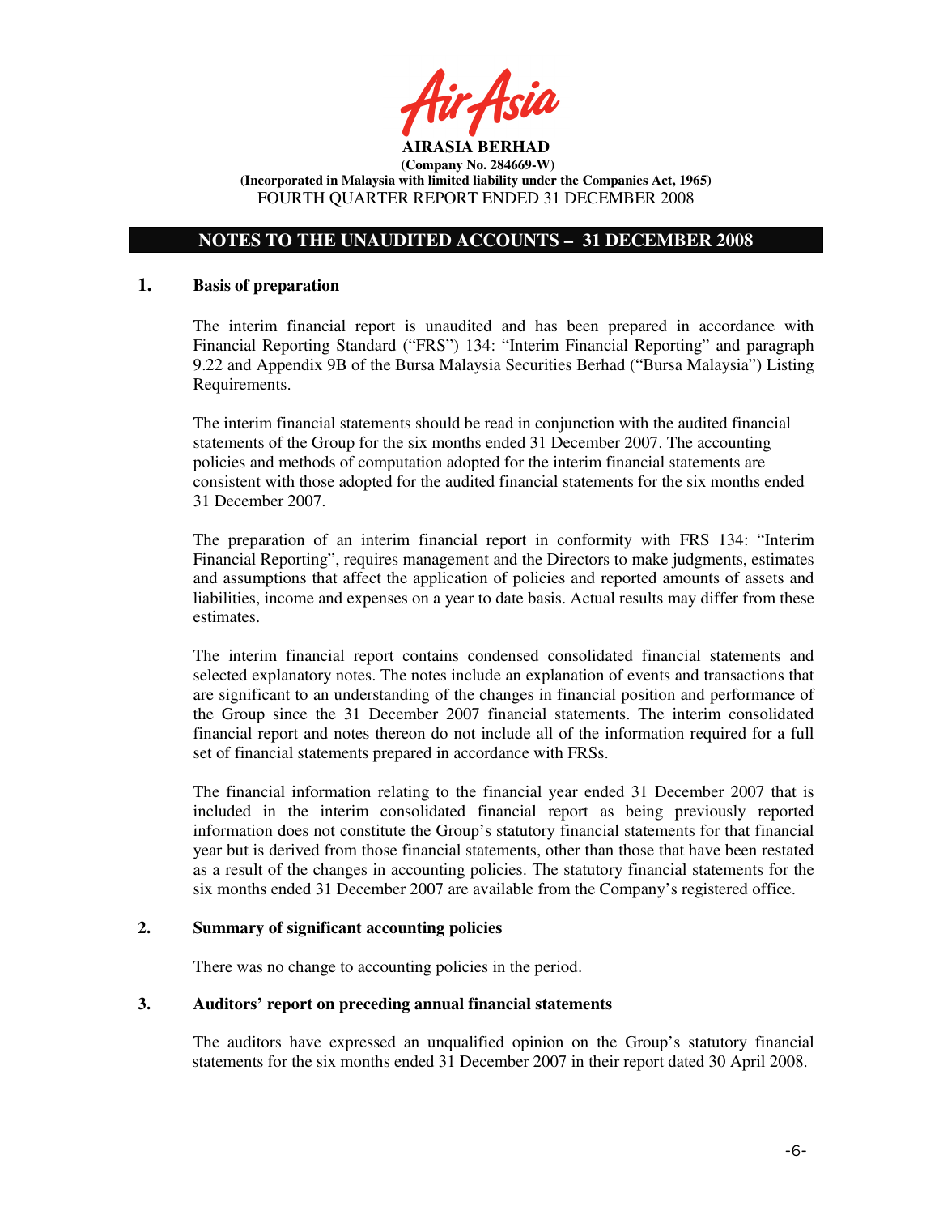**AIRASIA BERHAD**
**(Company No. 284669-W)**
**(Incorporated in Malaysia with limited liability under the Companies Act, 1965)**
FOURTH QUARTER REPORT ENDED 31 DECEMBER 2008

## NOTES TO THE UNAUDITED ACCOUNTS – 31 DECEMBER 2008

### 1. Basis of preparation

The interim financial report is unaudited and has been prepared in accordance with Financial Reporting Standard ("FRS") 134: "Interim Financial Reporting" and paragraph 9.22 and Appendix 9B of the Bursa Malaysia Securities Berhad ("Bursa Malaysia") Listing Requirements.

The interim financial statements should be read in conjunction with the audited financial statements of the Group for the six months ended 31 December 2007. The accounting policies and methods of computation adopted for the interim financial statements are consistent with those adopted for the audited financial statements for the six months ended 31 December 2007.

The preparation of an interim financial report in conformity with FRS 134: "Interim Financial Reporting", requires management and the Directors to make judgments, estimates and assumptions that affect the application of policies and reported amounts of assets and liabilities, income and expenses on a year to date basis. Actual results may differ from these estimates.

The interim financial report contains condensed consolidated financial statements and selected explanatory notes. The notes include an explanation of events and transactions that are significant to an understanding of the changes in financial position and performance of the Group since the 31 December 2007 financial statements. The interim consolidated financial report and notes thereon do not include all of the information required for a full set of financial statements prepared in accordance with FRSs.

The financial information relating to the financial year ended 31 December 2007 that is included in the interim consolidated financial report as being previously reported information does not constitute the Group's statutory financial statements for that financial year but is derived from those financial statements, other than those that have been restated as a result of the changes in accounting policies. The statutory financial statements for the six months ended 31 December 2007 are available from the Company's registered office.

### 2. Summary of significant accounting policies

There was no change to accounting policies in the period.

### 3. Auditors' report on preceding annual financial statements

The auditors have expressed an unqualified opinion on the Group's statutory financial statements for the six months ended 31 December 2007 in their report dated 30 April 2008.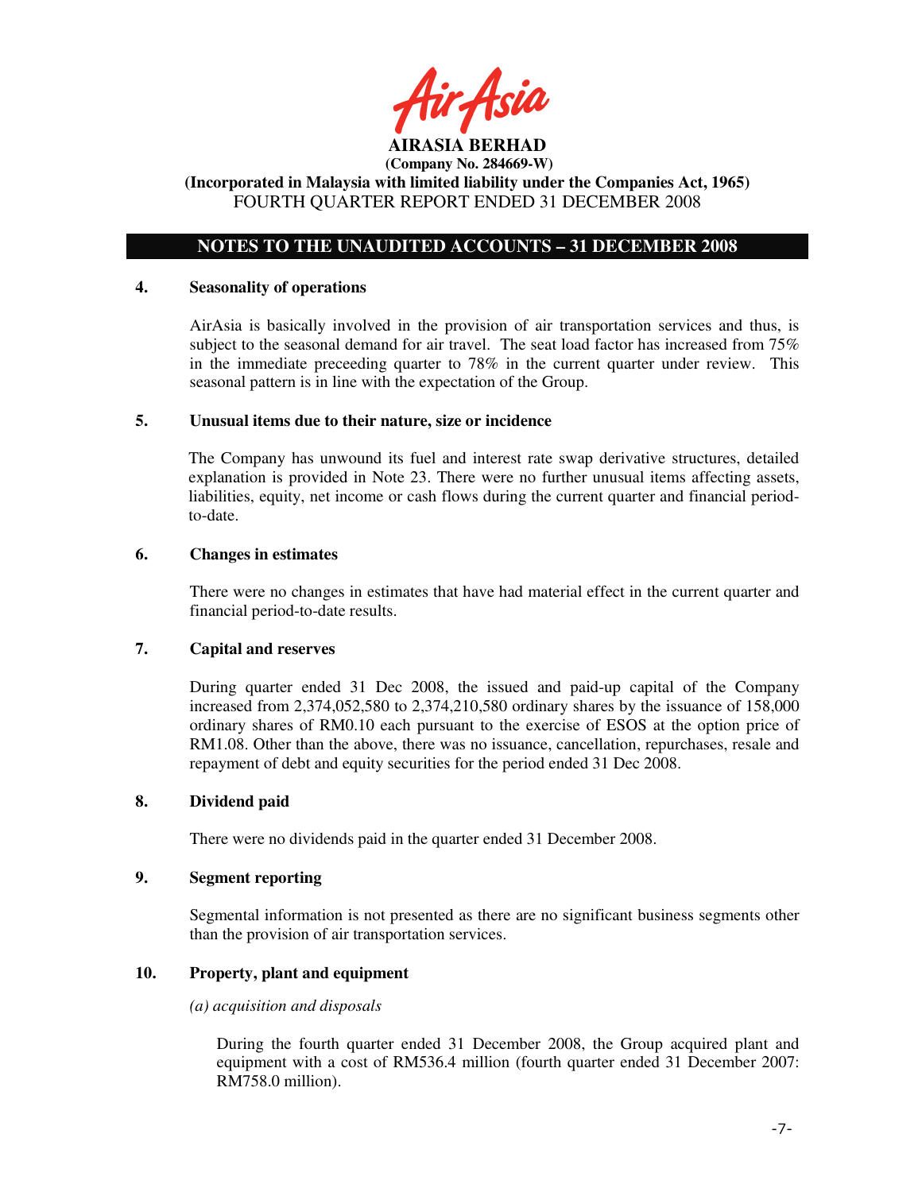**AIRASIA BERHAD**
**(Company No. 284669-W)**
**(Incorporated in Malaysia with limited liability under the Companies Act, 1965)**
FOURTH QUARTER REPORT ENDED 31 DECEMBER 2008

## NOTES TO THE UNAUDITED ACCOUNTS – 31 DECEMBER 2008

### 4. Seasonality of operations

AirAsia is basically involved in the provision of air transportation services and thus, is subject to the seasonal demand for air travel. The seat load factor has increased from 75% in the immediate preceeding quarter to 78% in the current quarter under review. This seasonal pattern is in line with the expectation of the Group.

### 5. Unusual items due to their nature, size or incidence

The Company has unwound its fuel and interest rate swap derivative structures, detailed explanation is provided in Note 23. There were no further unusual items affecting assets, liabilities, equity, net income or cash flows during the current quarter and financial period-to-date.

### 6. Changes in estimates

There were no changes in estimates that have had material effect in the current quarter and financial period-to-date results.

### 7. Capital and reserves

During quarter ended 31 Dec 2008, the issued and paid-up capital of the Company increased from 2,374,052,580 to 2,374,210,580 ordinary shares by the issuance of 158,000 ordinary shares of RM0.10 each pursuant to the exercise of ESOS at the option price of RM1.08. Other than the above, there was no issuance, cancellation, repurchases, resale and repayment of debt and equity securities for the period ended 31 Dec 2008.

### 8. Dividend paid

There were no dividends paid in the quarter ended 31 December 2008.

### 9. Segment reporting

Segmental information is not presented as there are no significant business segments other than the provision of air transportation services.

### 10. Property, plant and equipment

*(a) acquisition and disposals*

During the fourth quarter ended 31 December 2008, the Group acquired plant and equipment with a cost of RM536.4 million (fourth quarter ended 31 December 2007: RM758.0 million).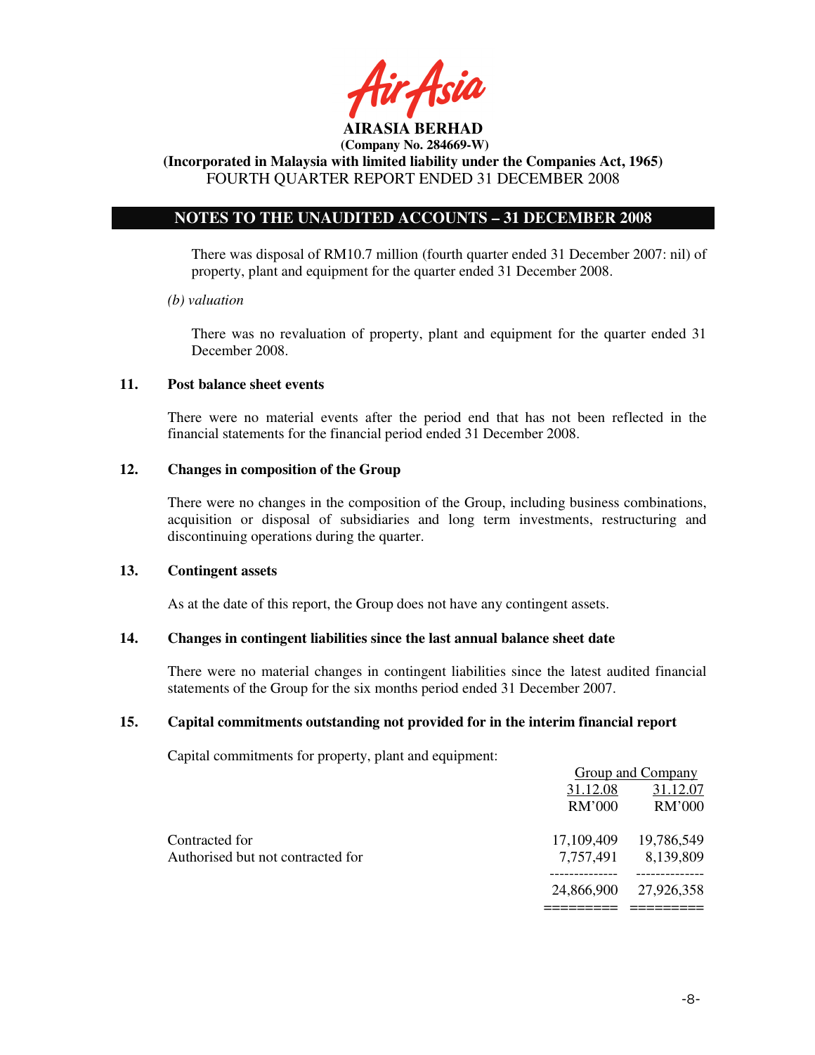**AIRASIA BERHAD**
**(Company No. 284669-W)**
**(Incorporated in Malaysia with limited liability under the Companies Act, 1965)**
FOURTH QUARTER REPORT ENDED 31 DECEMBER 2008

## NOTES TO THE UNAUDITED ACCOUNTS – 31 DECEMBER 2008

There was disposal of RM10.7 million (fourth quarter ended 31 December 2007: nil) of property, plant and equipment for the quarter ended 31 December 2008.

*(b) valuation*

There was no revaluation of property, plant and equipment for the quarter ended 31 December 2008.

### 11. Post balance sheet events

There were no material events after the period end that has not been reflected in the financial statements for the financial period ended 31 December 2008.

### 12. Changes in composition of the Group

There were no changes in the composition of the Group, including business combinations, acquisition or disposal of subsidiaries and long term investments, restructuring and discontinuing operations during the quarter.

### 13. Contingent assets

As at the date of this report, the Group does not have any contingent assets.

### 14. Changes in contingent liabilities since the last annual balance sheet date

There were no material changes in contingent liabilities since the latest audited financial statements of the Group for the six months period ended 31 December 2007.

### 15. Capital commitments outstanding not provided for in the interim financial report

Capital commitments for property, plant and equipment:

| | Group and Company | |
|---|---|---|
| | 31.12.08 | 31.12.07 |
| | RM'000 | RM'000 |
| Contracted for | 17,109,409 | 19,786,549 |
| Authorised but not contracted for | 7,757,491 | 8,139,809 |
| | 24,866,900 | 27,926,358 |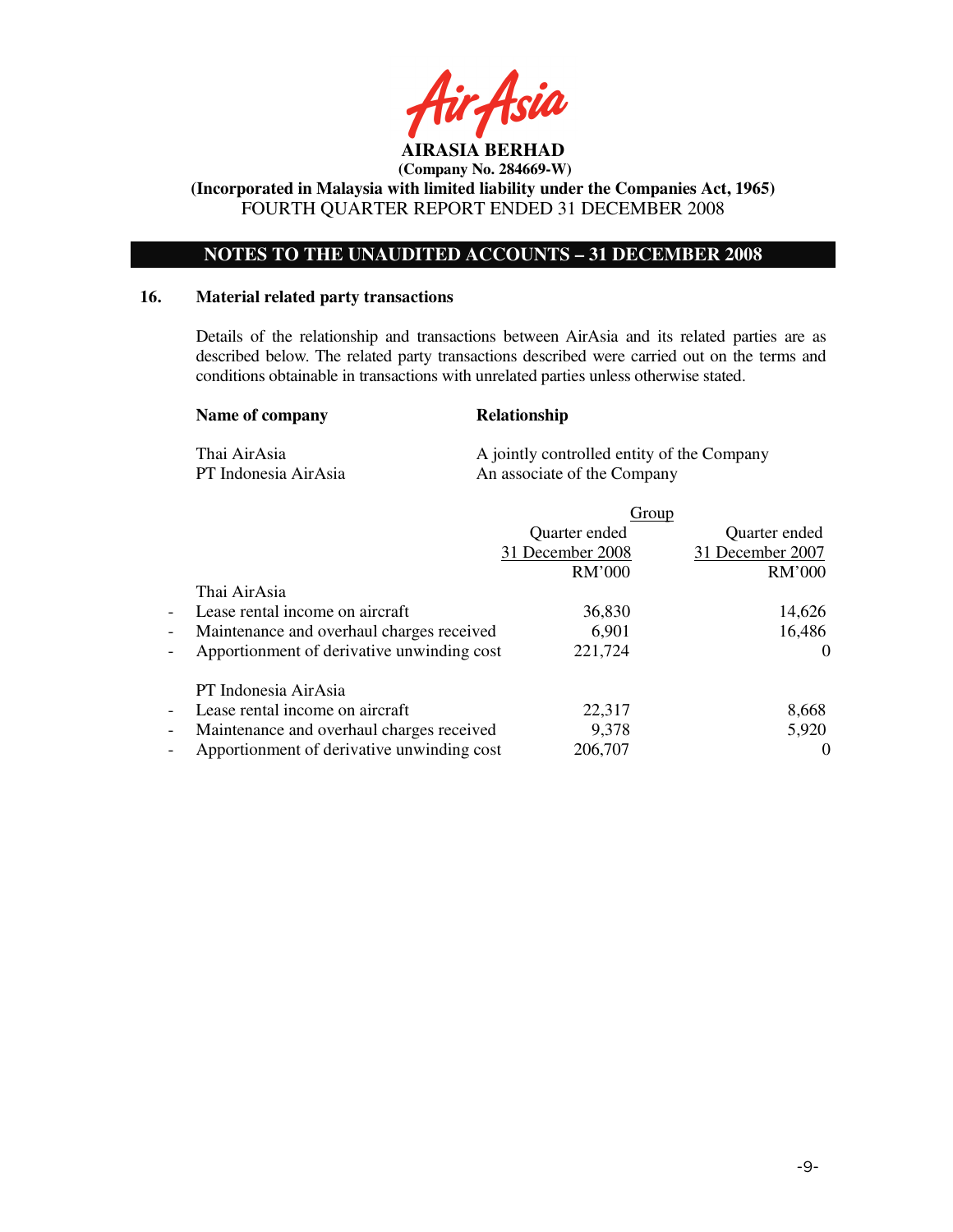**AIRASIA BERHAD**
**(Company No. 284669-W)**
**(Incorporated in Malaysia with limited liability under the Companies Act, 1965)**
FOURTH QUARTER REPORT ENDED 31 DECEMBER 2008

## NOTES TO THE UNAUDITED ACCOUNTS – 31 DECEMBER 2008

### 16. Material related party transactions

Details of the relationship and transactions between AirAsia and its related parties are as described below. The related party transactions described were carried out on the terms and conditions obtainable in transactions with unrelated parties unless otherwise stated.

| Name of company | Relationship |
|---|---|
| Thai AirAsia | A jointly controlled entity of the Company |
| PT Indonesia AirAsia | An associate of the Company |

| | Group | |
|---|---|---|
| | Quarter ended 31 December 2008 | Quarter ended 31 December 2007 |
| | RM'000 | RM'000 |
| Thai AirAsia | | |
| - Lease rental income on aircraft | 36,830 | 14,626 |
| - Maintenance and overhaul charges received | 6,901 | 16,486 |
| - Apportionment of derivative unwinding cost | 221,724 | 0 |
| PT Indonesia AirAsia | | |
| - Lease rental income on aircraft | 22,317 | 8,668 |
| - Maintenance and overhaul charges received | 9,378 | 5,920 |
| - Apportionment of derivative unwinding cost | 206,707 | 0 |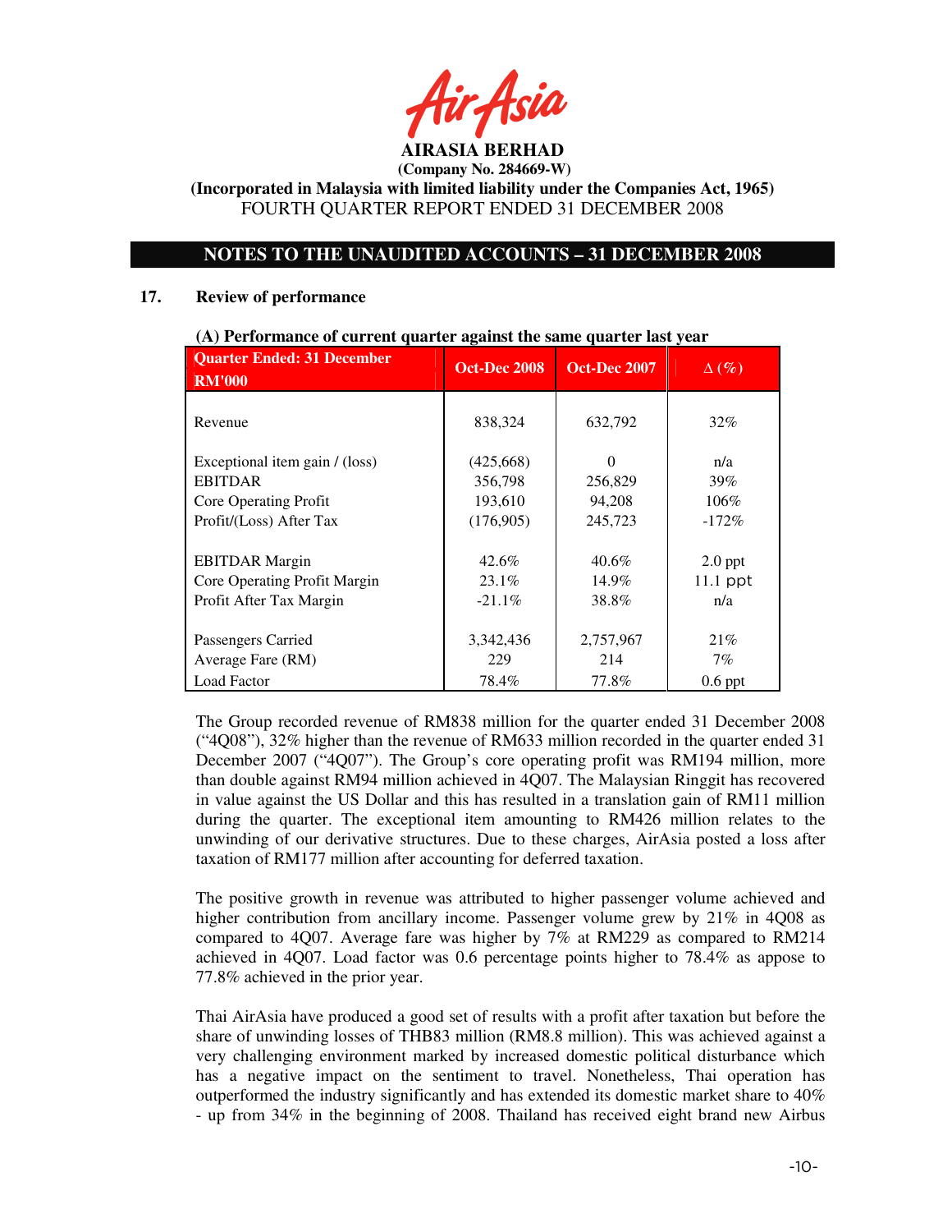AIRASIA BERHAD
(Company No. 284669-W)
(Incorporated in Malaysia with limited liability under the Companies Act, 1965)
FOURTH QUARTER REPORT ENDED 31 DECEMBER 2008

## NOTES TO THE UNAUDITED ACCOUNTS – 31 DECEMBER 2008

### 17. Review of performance

**(A) Performance of current quarter against the same quarter last year**

| Quarter Ended: 31 December RM'000 | Oct-Dec 2008 | Oct-Dec 2007 | Δ (%) |
|---|---|---|---|
| Revenue | 838,324 | 632,792 | 32% |
| Exceptional item gain / (loss) | (425,668) | 0 | n/a |
| EBITDAR | 356,798 | 256,829 | 39% |
| Core Operating Profit | 193,610 | 94,208 | 106% |
| Profit/(Loss) After Tax | (176,905) | 245,723 | -172% |
| EBITDAR Margin | 42.6% | 40.6% | 2.0 ppt |
| Core Operating Profit Margin | 23.1% | 14.9% | 11.1 ppt |
| Profit After Tax Margin | -21.1% | 38.8% | n/a |
| Passengers Carried | 3,342,436 | 2,757,967 | 21% |
| Average Fare (RM) | 229 | 214 | 7% |
| Load Factor | 78.4% | 77.8% | 0.6 ppt |

The Group recorded revenue of RM838 million for the quarter ended 31 December 2008 ("4Q08"), 32% higher than the revenue of RM633 million recorded in the quarter ended 31 December 2007 ("4Q07"). The Group's core operating profit was RM194 million, more than double against RM94 million achieved in 4Q07. The Malaysian Ringgit has recovered in value against the US Dollar and this has resulted in a translation gain of RM11 million during the quarter. The exceptional item amounting to RM426 million relates to the unwinding of our derivative structures. Due to these charges, AirAsia posted a loss after taxation of RM177 million after accounting for deferred taxation.

The positive growth in revenue was attributed to higher passenger volume achieved and higher contribution from ancillary income. Passenger volume grew by 21% in 4Q08 as compared to 4Q07. Average fare was higher by 7% at RM229 as compared to RM214 achieved in 4Q07. Load factor was 0.6 percentage points higher to 78.4% as appose to 77.8% achieved in the prior year.

Thai AirAsia have produced a good set of results with a profit after taxation but before the share of unwinding losses of THB83 million (RM8.8 million). This was achieved against a very challenging environment marked by increased domestic political disturbance which has a negative impact on the sentiment to travel. Nonetheless, Thai operation has outperformed the industry significantly and has extended its domestic market share to 40% - up from 34% in the beginning of 2008. Thailand has received eight brand new Airbus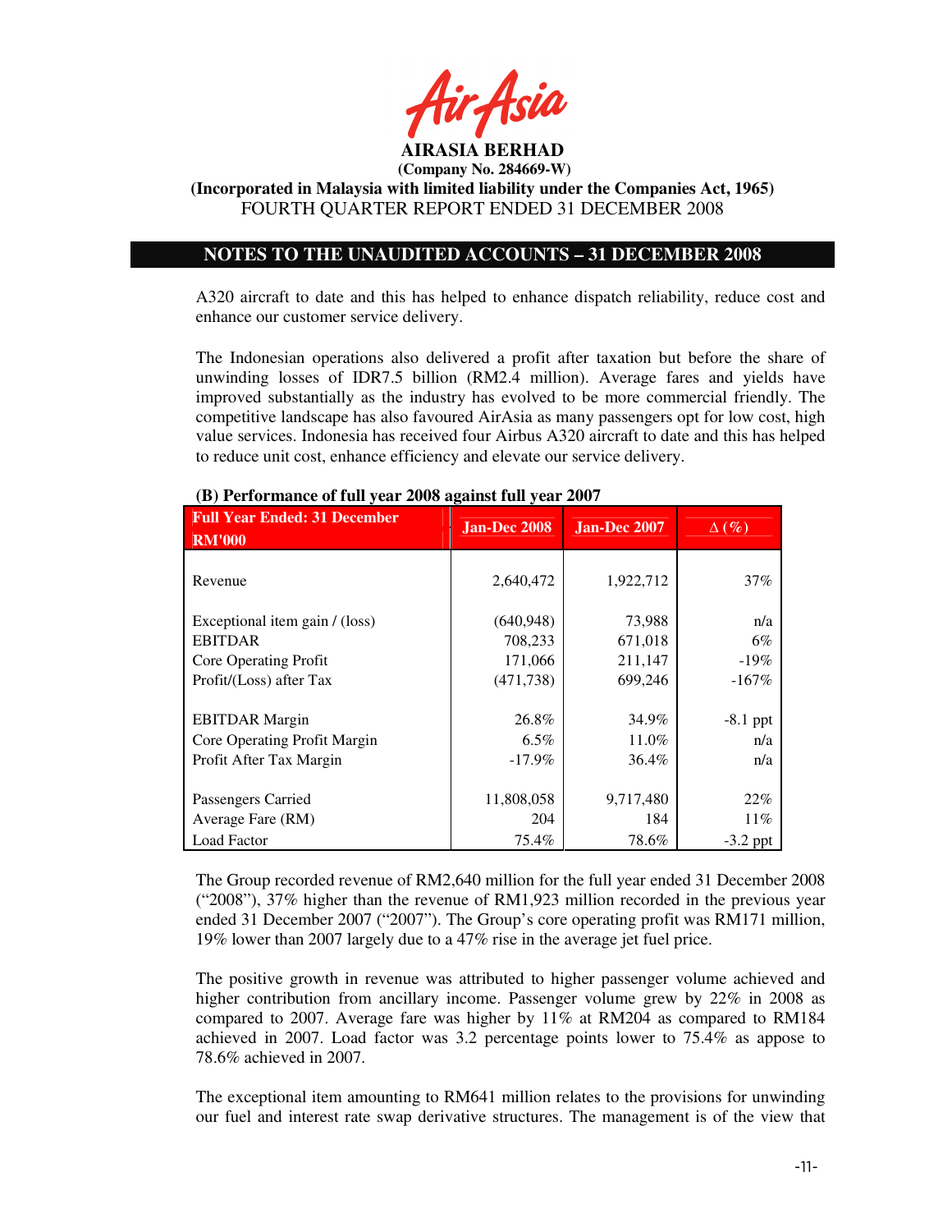A320 aircraft to date and this has helped to enhance dispatch reliability, reduce cost and enhance our customer service delivery.

The Indonesian operations also delivered a profit after taxation but before the share of unwinding losses of IDR7.5 billion (RM2.4 million). Average fares and yields have improved substantially as the industry has evolved to be more commercial friendly. The competitive landscape has also favoured AirAsia as many passengers opt for low cost, high value services. Indonesia has received four Airbus A320 aircraft to date and this has helped to reduce unit cost, enhance efficiency and elevate our service delivery.

**(B) Performance of full year 2008 against full year 2007**

| Full Year Ended: 31 December RM'000 | Jan-Dec 2008 | Jan-Dec 2007 | Δ (%) |
|---|---|---|---|
| Revenue | 2,640,472 | 1,922,712 | 37% |
| Exceptional item gain / (loss) | (640,948) | 73,988 | n/a |
| EBITDAR | 708,233 | 671,018 | 6% |
| Core Operating Profit | 171,066 | 211,147 | -19% |
| Profit/(Loss) after Tax | (471,738) | 699,246 | -167% |
| EBITDAR Margin | 26.8% | 34.9% | -8.1 ppt |
| Core Operating Profit Margin | 6.5% | 11.0% | n/a |
| Profit After Tax Margin | -17.9% | 36.4% | n/a |
| Passengers Carried | 11,808,058 | 9,717,480 | 22% |
| Average Fare (RM) | 204 | 184 | 11% |
| Load Factor | 75.4% | 78.6% | -3.2 ppt |

The Group recorded revenue of RM2,640 million for the full year ended 31 December 2008 ("2008"), 37% higher than the revenue of RM1,923 million recorded in the previous year ended 31 December 2007 ("2007"). The Group's core operating profit was RM171 million, 19% lower than 2007 largely due to a 47% rise in the average jet fuel price.

The positive growth in revenue was attributed to higher passenger volume achieved and higher contribution from ancillary income. Passenger volume grew by 22% in 2008 as compared to 2007. Average fare was higher by 11% at RM204 as compared to RM184 achieved in 2007. Load factor was 3.2 percentage points lower to 75.4% as appose to 78.6% achieved in 2007.

The exceptional item amounting to RM641 million relates to the provisions for unwinding our fuel and interest rate swap derivative structures. The management is of the view that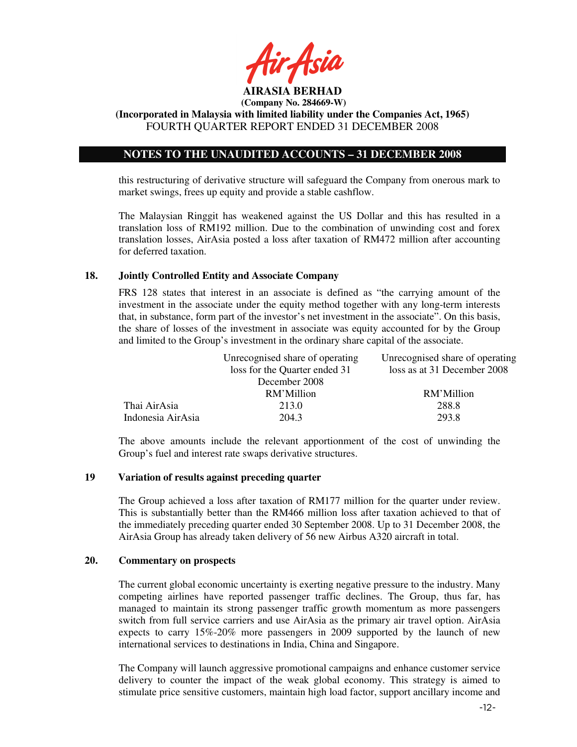this restructuring of derivative structure will safeguard the Company from onerous mark to market swings, frees up equity and provide a stable cashflow.

The Malaysian Ringgit has weakened against the US Dollar and this has resulted in a translation loss of RM192 million. Due to the combination of unwinding cost and forex translation losses, AirAsia posted a loss after taxation of RM472 million after accounting for deferred taxation.

**18. Jointly Controlled Entity and Associate Company**

FRS 128 states that interest in an associate is defined as "the carrying amount of the investment in the associate under the equity method together with any long-term interests that, in substance, form part of the investor's net investment in the associate". On this basis, the share of losses of the investment in associate was equity accounted for by the Group and limited to the Group's investment in the ordinary share capital of the associate.

| | Unrecognised share of operating loss for the Quarter ended 31 December 2008 | Unrecognised share of operating loss as at 31 December 2008 |
|---|---|---|
| | RM'Million | RM'Million |
| Thai AirAsia | 213.0 | 288.8 |
| Indonesia AirAsia | 204.3 | 293.8 |

The above amounts include the relevant apportionment of the cost of unwinding the Group's fuel and interest rate swaps derivative structures.

**19 Variation of results against preceding quarter**

The Group achieved a loss after taxation of RM177 million for the quarter under review. This is substantially better than the RM466 million loss after taxation achieved to that of the immediately preceding quarter ended 30 September 2008. Up to 31 December 2008, the AirAsia Group has already taken delivery of 56 new Airbus A320 aircraft in total.

**20. Commentary on prospects**

The current global economic uncertainty is exerting negative pressure to the industry. Many competing airlines have reported passenger traffic declines. The Group, thus far, has managed to maintain its strong passenger traffic growth momentum as more passengers switch from full service carriers and use AirAsia as the primary air travel option. AirAsia expects to carry 15%-20% more passengers in 2009 supported by the launch of new international services to destinations in India, China and Singapore.

The Company will launch aggressive promotional campaigns and enhance customer service delivery to counter the impact of the weak global economy. This strategy is aimed to stimulate price sensitive customers, maintain high load factor, support ancillary income and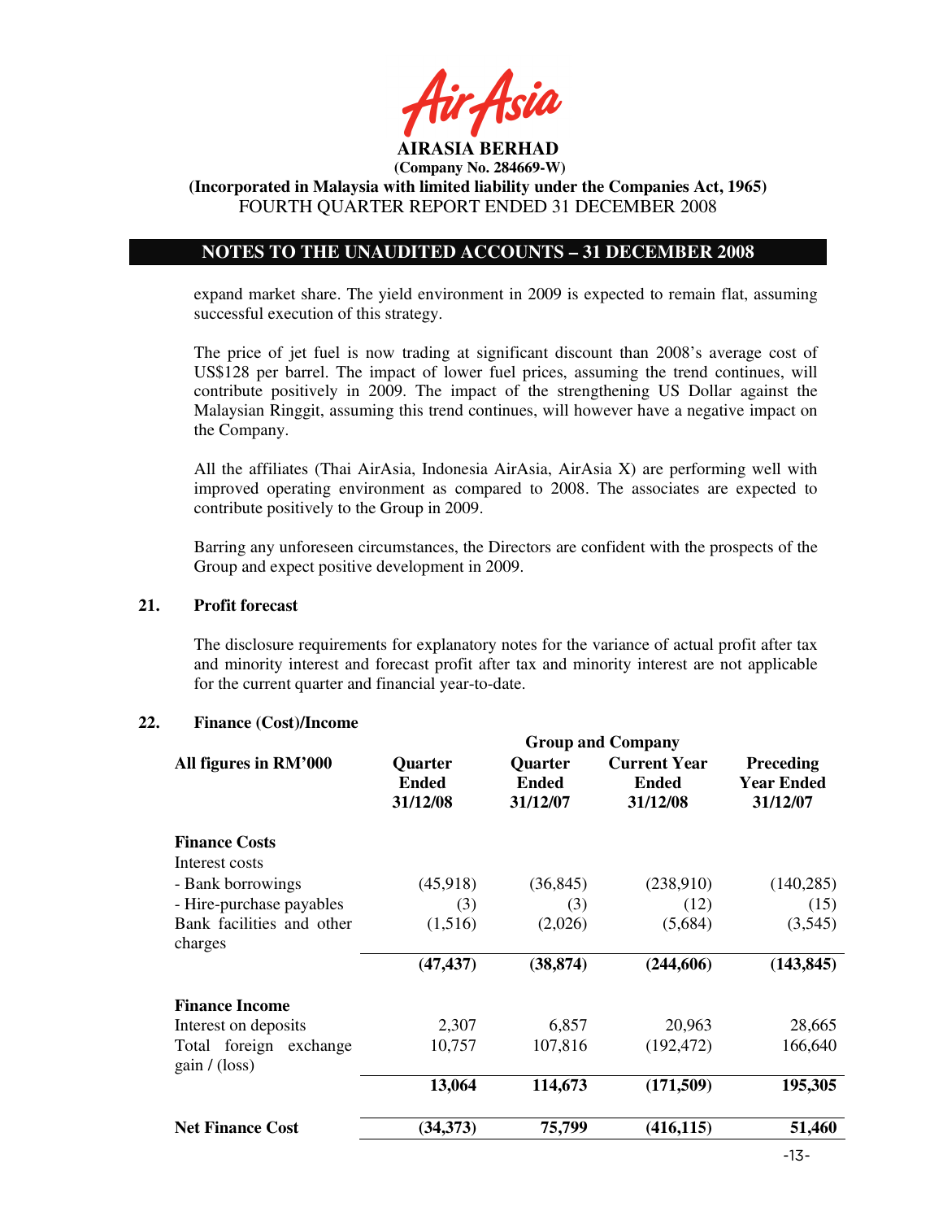expand market share. The yield environment in 2009 is expected to remain flat, assuming successful execution of this strategy.

The price of jet fuel is now trading at significant discount than 2008's average cost of US$128 per barrel. The impact of lower fuel prices, assuming the trend continues, will contribute positively in 2009. The impact of the strengthening US Dollar against the Malaysian Ringgit, assuming this trend continues, will however have a negative impact on the Company.

All the affiliates (Thai AirAsia, Indonesia AirAsia, AirAsia X) are performing well with improved operating environment as compared to 2008. The associates are expected to contribute positively to the Group in 2009.

Barring any unforeseen circumstances, the Directors are confident with the prospects of the Group and expect positive development in 2009.

## 21. Profit forecast

The disclosure requirements for explanatory notes for the variance of actual profit after tax and minority interest and forecast profit after tax and minority interest are not applicable for the current quarter and financial year-to-date.

## 22. Finance (Cost)/Income

| | Group and Company | | | |
|---|---|---|---|---|
| **All figures in RM'000** | **Quarter Ended 31/12/08** | **Quarter Ended 31/12/07** | **Current Year Ended 31/12/08** | **Preceding Year Ended 31/12/07** |
| **Finance Costs** | | | | |
| Interest costs | | | | |
| - Bank borrowings | (45,918) | (36,845) | (238,910) | (140,285) |
| - Hire-purchase payables | (3) | (3) | (12) | (15) |
| Bank facilities and other charges | (1,516) | (2,026) | (5,684) | (3,545) |
| | **(47,437)** | **(38,874)** | **(244,606)** | **(143,845)** |
| **Finance Income** | | | | |
| Interest on deposits | 2,307 | 6,857 | 20,963 | 28,665 |
| Total foreign exchange gain / (loss) | 10,757 | 107,816 | (192,472) | 166,640 |
| | **13,064** | **114,673** | **(171,509)** | **195,305** |
| **Net Finance Cost** | **(34,373)** | **75,799** | **(416,115)** | **51,460** |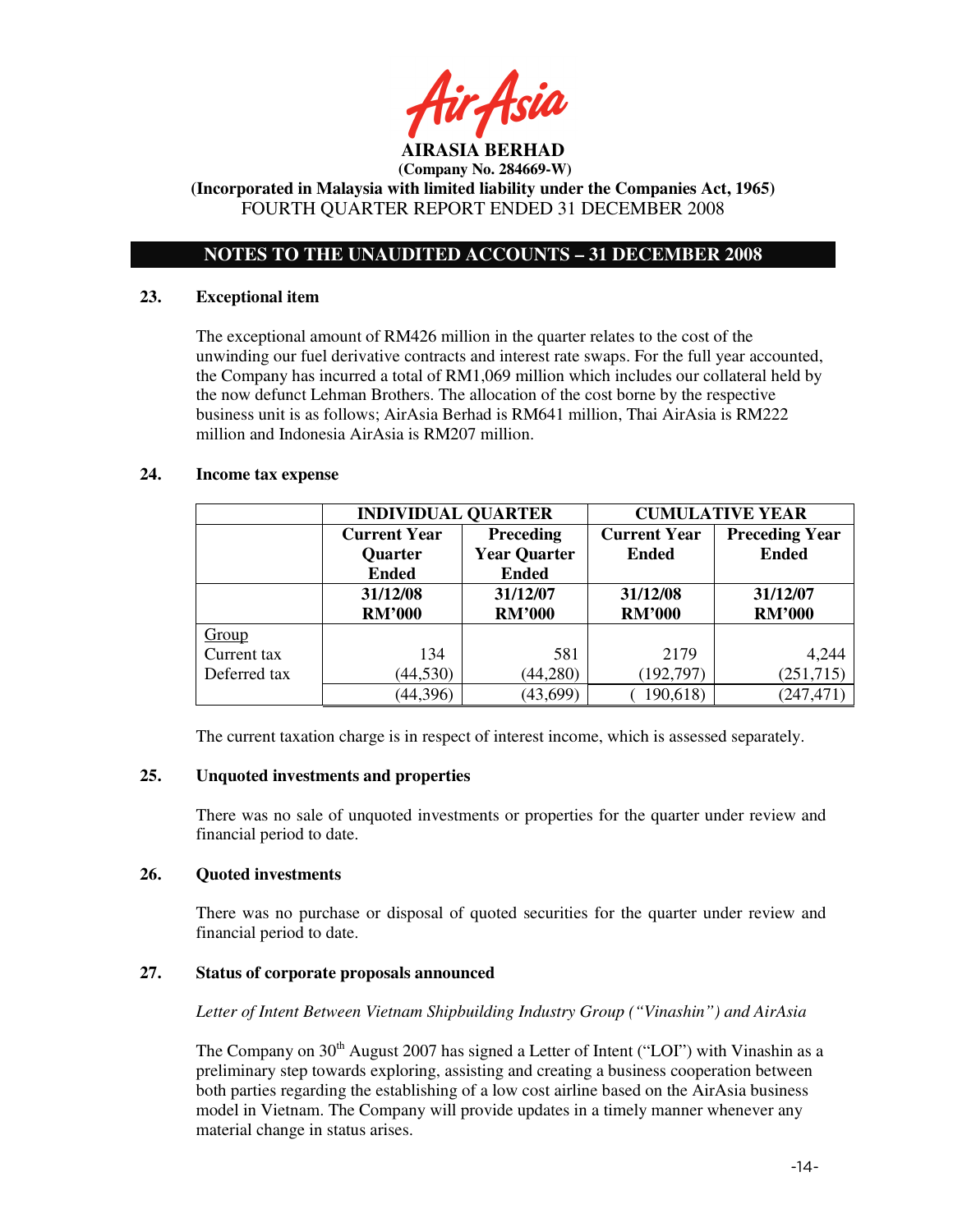**AIRASIA BERHAD**
**(Company No. 284669-W)**
**(Incorporated in Malaysia with limited liability under the Companies Act, 1965)**
FOURTH QUARTER REPORT ENDED 31 DECEMBER 2008

## NOTES TO THE UNAUDITED ACCOUNTS – 31 DECEMBER 2008

### 23. Exceptional item

The exceptional amount of RM426 million in the quarter relates to the cost of the unwinding our fuel derivative contracts and interest rate swaps. For the full year accounted, the Company has incurred a total of RM1,069 million which includes our collateral held by the now defunct Lehman Brothers. The allocation of the cost borne by the respective business unit is as follows; AirAsia Berhad is RM641 million, Thai AirAsia is RM222 million and Indonesia AirAsia is RM207 million.

### 24. Income tax expense

| | INDIVIDUAL QUARTER | | CUMULATIVE YEAR | |
|---|---|---|---|---|
| | **Current Year Quarter Ended** | **Preceding Year Quarter Ended** | **Current Year Ended** | **Preceding Year Ended** |
| | **31/12/08 RM'000** | **31/12/07 RM'000** | **31/12/08 RM'000** | **31/12/07 RM'000** |
| Group | | | | |
| Current tax | 134 | 581 | 2179 | 4,244 |
| Deferred tax | (44,530) | (44,280) | (192,797) | (251,715) |
| | (44,396) | (43,699) | ( 190,618) | (247,471) |

The current taxation charge is in respect of interest income, which is assessed separately.

### 25. Unquoted investments and properties

There was no sale of unquoted investments or properties for the quarter under review and financial period to date.

### 26. Quoted investments

There was no purchase or disposal of quoted securities for the quarter under review and financial period to date.

### 27. Status of corporate proposals announced

*Letter of Intent Between Vietnam Shipbuilding Industry Group ("Vinashin") and AirAsia*

The Company on 30th August 2007 has signed a Letter of Intent ("LOI") with Vinashin as a preliminary step towards exploring, assisting and creating a business cooperation between both parties regarding the establishing of a low cost airline based on the AirAsia business model in Vietnam. The Company will provide updates in a timely manner whenever any material change in status arises.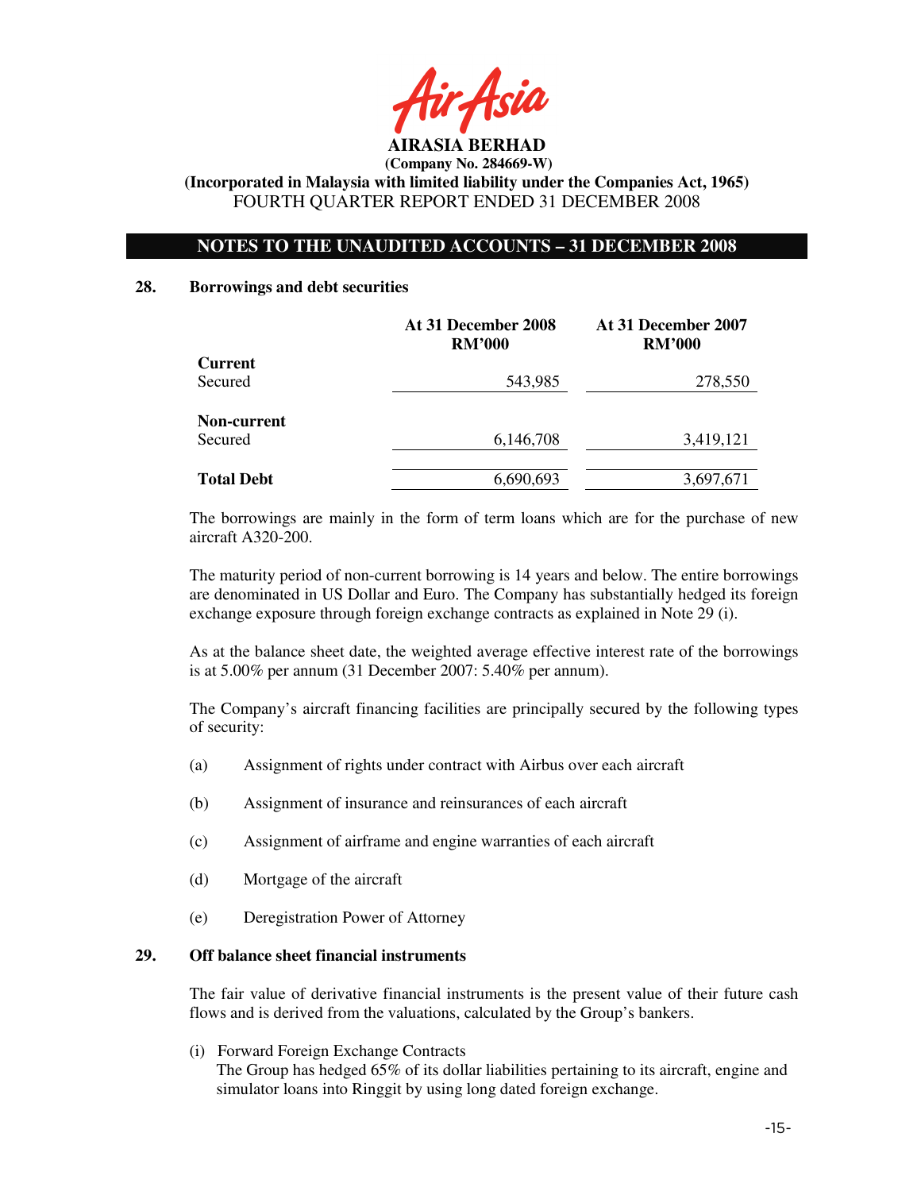**AIRASIA BERHAD**
**(Company No. 284669-W)**
**(Incorporated in Malaysia with limited liability under the Companies Act, 1965)**
FOURTH QUARTER REPORT ENDED 31 DECEMBER 2008

## NOTES TO THE UNAUDITED ACCOUNTS – 31 DECEMBER 2008

### 28. Borrowings and debt securities

| | At 31 December 2008 RM'000 | At 31 December 2007 RM'000 |
|---|---|---|
| **Current** | | |
| Secured | 543,985 | 278,550 |
| **Non-current** | | |
| Secured | 6,146,708 | 3,419,121 |
| **Total Debt** | 6,690,693 | 3,697,671 |

The borrowings are mainly in the form of term loans which are for the purchase of new aircraft A320-200.

The maturity period of non-current borrowing is 14 years and below. The entire borrowings are denominated in US Dollar and Euro. The Company has substantially hedged its foreign exchange exposure through foreign exchange contracts as explained in Note 29 (i).

As at the balance sheet date, the weighted average effective interest rate of the borrowings is at 5.00% per annum (31 December 2007: 5.40% per annum).

The Company's aircraft financing facilities are principally secured by the following types of security:

(a) Assignment of rights under contract with Airbus over each aircraft

(b) Assignment of insurance and reinsurances of each aircraft

(c) Assignment of airframe and engine warranties of each aircraft

(d) Mortgage of the aircraft

(e) Deregistration Power of Attorney

### 29. Off balance sheet financial instruments

The fair value of derivative financial instruments is the present value of their future cash flows and is derived from the valuations, calculated by the Group's bankers.

(i) Forward Foreign Exchange Contracts
The Group has hedged 65% of its dollar liabilities pertaining to its aircraft, engine and simulator loans into Ringgit by using long dated foreign exchange.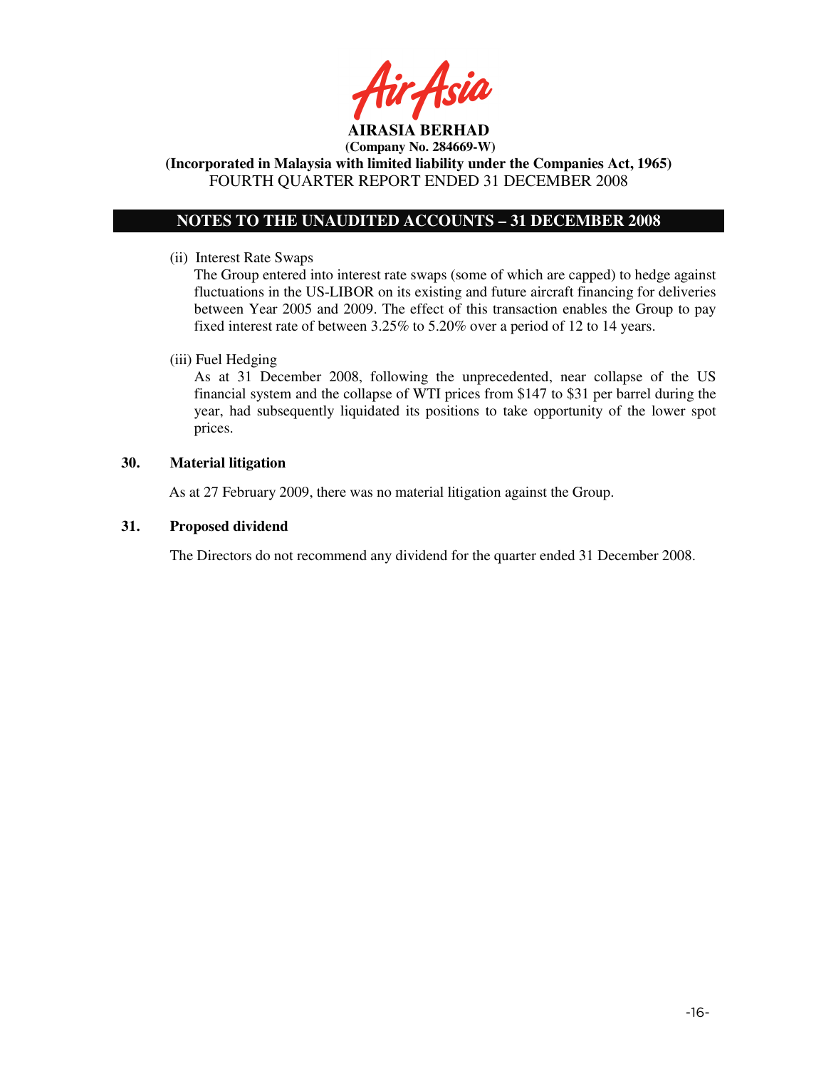**AIRASIA BERHAD**
**(Company No. 284669-W)**
**(Incorporated in Malaysia with limited liability under the Companies Act, 1965)**
FOURTH QUARTER REPORT ENDED 31 DECEMBER 2008

## NOTES TO THE UNAUDITED ACCOUNTS – 31 DECEMBER 2008

(ii) Interest Rate Swaps

The Group entered into interest rate swaps (some of which are capped) to hedge against fluctuations in the US-LIBOR on its existing and future aircraft financing for deliveries between Year 2005 and 2009. The effect of this transaction enables the Group to pay fixed interest rate of between 3.25% to 5.20% over a period of 12 to 14 years.

(iii) Fuel Hedging

As at 31 December 2008, following the unprecedented, near collapse of the US financial system and the collapse of WTI prices from $147 to $31 per barrel during the year, had subsequently liquidated its positions to take opportunity of the lower spot prices.

### 30. Material litigation

As at 27 February 2009, there was no material litigation against the Group.

### 31. Proposed dividend

The Directors do not recommend any dividend for the quarter ended 31 December 2008.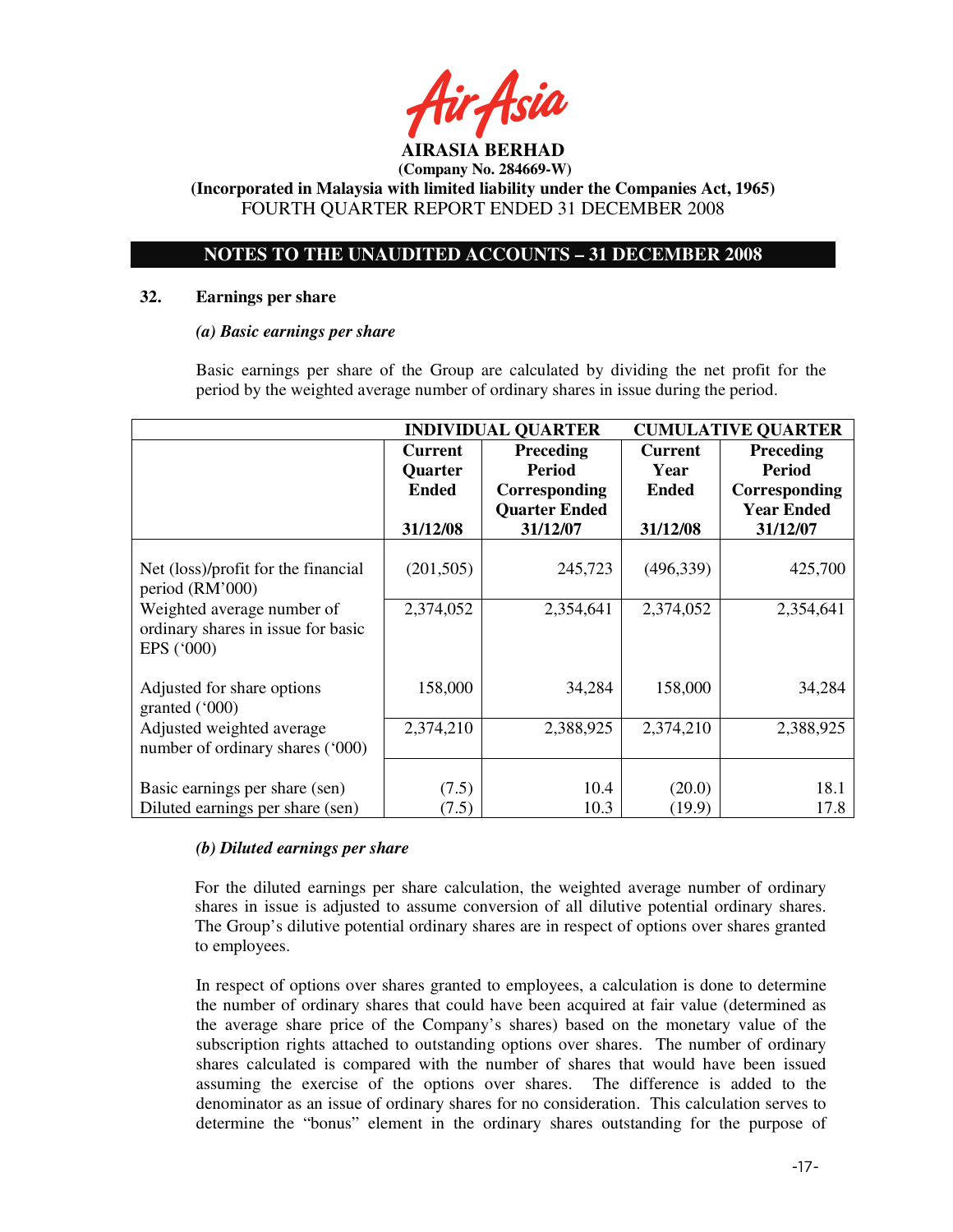**AIRASIA BERHAD**
**(Company No. 284669-W)**
**(Incorporated in Malaysia with limited liability under the Companies Act, 1965)**
FOURTH QUARTER REPORT ENDED 31 DECEMBER 2008

## NOTES TO THE UNAUDITED ACCOUNTS – 31 DECEMBER 2008

### 32. Earnings per share

#### *(a) Basic earnings per share*

Basic earnings per share of the Group are calculated by dividing the net profit for the period by the weighted average number of ordinary shares in issue during the period.

| | INDIVIDUAL QUARTER | | CUMULATIVE QUARTER | |
|---|---|---|---|---|
| | **Current Quarter Ended 31/12/08** | **Preceding Period Corresponding Quarter Ended 31/12/07** | **Current Year Ended 31/12/08** | **Preceding Period Corresponding Year Ended 31/12/07** |
| Net (loss)/profit for the financial period (RM'000) | (201,505) | 245,723 | (496,339) | 425,700 |
| Weighted average number of ordinary shares in issue for basic EPS ('000) | 2,374,052 | 2,354,641 | 2,374,052 | 2,354,641 |
| Adjusted for share options granted ('000) | 158,000 | 34,284 | 158,000 | 34,284 |
| Adjusted weighted average number of ordinary shares ('000) | 2,374,210 | 2,388,925 | 2,374,210 | 2,388,925 |
| Basic earnings per share (sen) | (7.5) | 10.4 | (20.0) | 18.1 |
| Diluted earnings per share (sen) | (7.5) | 10.3 | (19.9) | 17.8 |

#### *(b) Diluted earnings per share*

For the diluted earnings per share calculation, the weighted average number of ordinary shares in issue is adjusted to assume conversion of all dilutive potential ordinary shares. The Group's dilutive potential ordinary shares are in respect of options over shares granted to employees.

In respect of options over shares granted to employees, a calculation is done to determine the number of ordinary shares that could have been acquired at fair value (determined as the average share price of the Company's shares) based on the monetary value of the subscription rights attached to outstanding options over shares. The number of ordinary shares calculated is compared with the number of shares that would have been issued assuming the exercise of the options over shares. The difference is added to the denominator as an issue of ordinary shares for no consideration. This calculation serves to determine the "bonus" element in the ordinary shares outstanding for the purpose of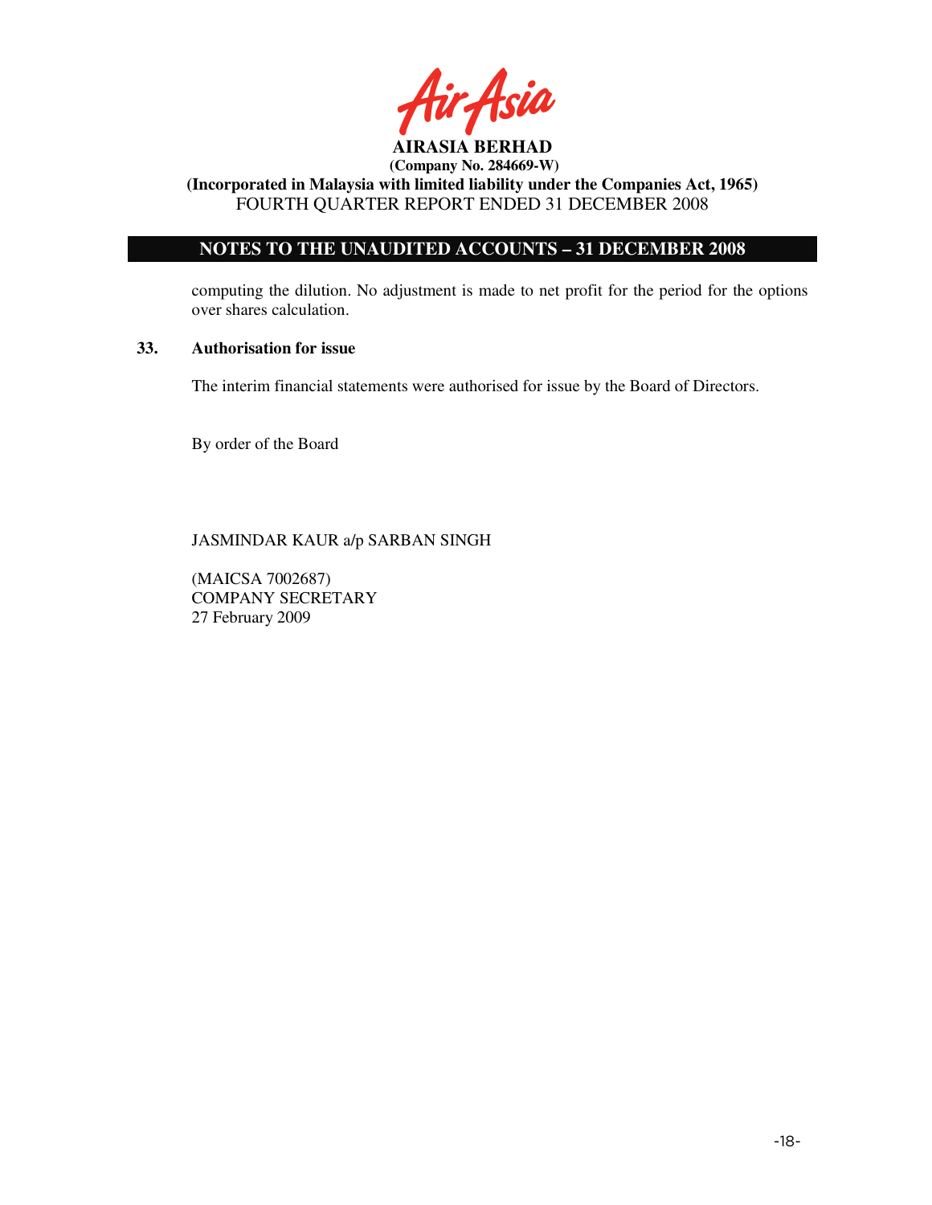computing the dilution. No adjustment is made to net profit for the period for the options over shares calculation.

## 33. Authorisation for issue

The interim financial statements were authorised for issue by the Board of Directors.

By order of the Board

JASMINDAR KAUR a/p SARBAN SINGH

(MAICSA 7002687)
COMPANY SECRETARY
27 February 2009